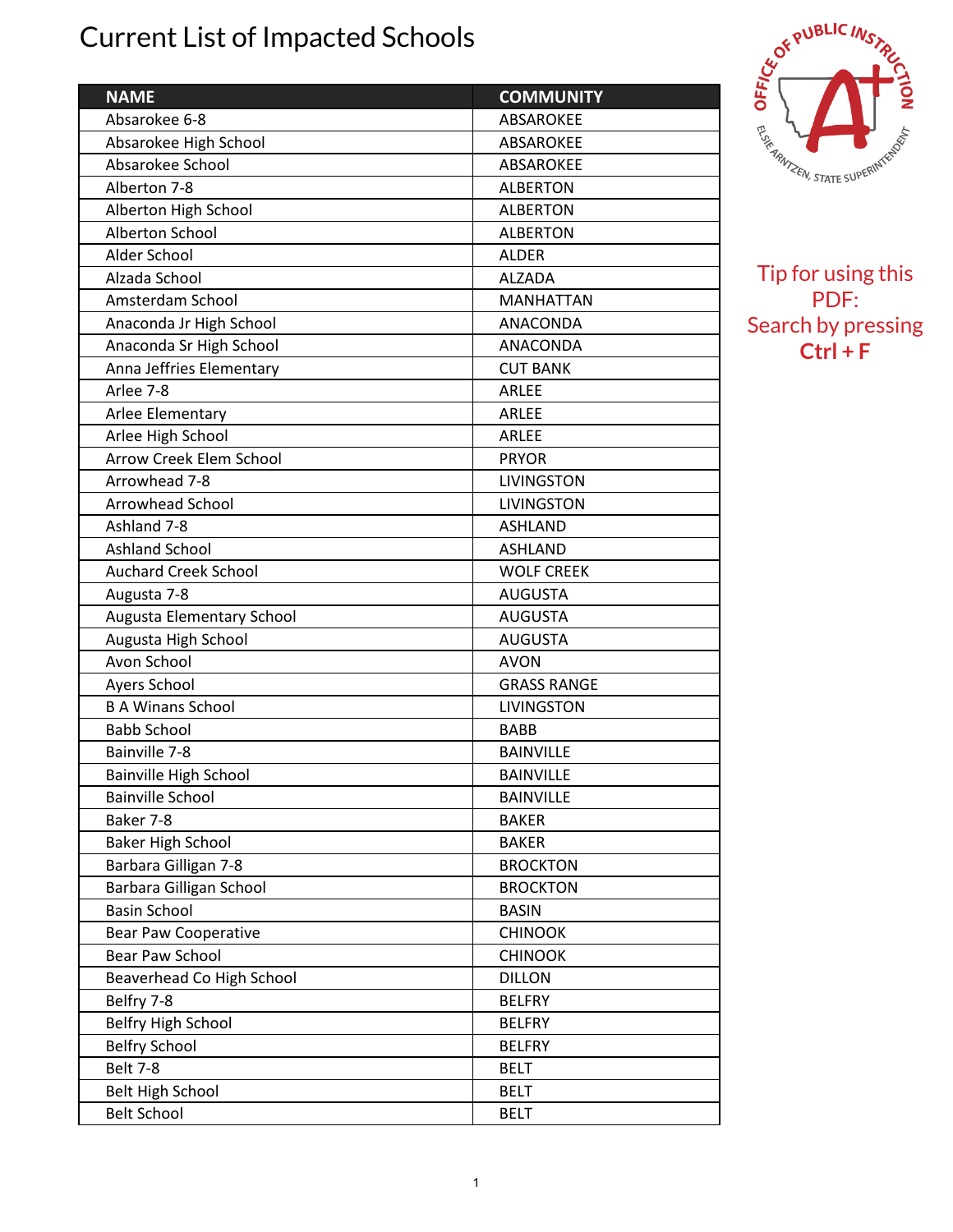# Current List of Impacted Schools

Tip for using this PDF:
Search by pressing **Ctrl + F**

| NAME | COMMUNITY |
|---|---|
| Absarokee 6-8 | ABSAROKEE |
| Absarokee High School | ABSAROKEE |
| Absarokee School | ABSAROKEE |
| Alberton 7-8 | ALBERTON |
| Alberton High School | ALBERTON |
| Alberton School | ALBERTON |
| Alder School | ALDER |
| Alzada School | ALZADA |
| Amsterdam School | MANHATTAN |
| Anaconda Jr High School | ANACONDA |
| Anaconda Sr High School | ANACONDA |
| Anna Jeffries Elementary | CUT BANK |
| Arlee 7-8 | ARLEE |
| Arlee Elementary | ARLEE |
| Arlee High School | ARLEE |
| Arrow Creek Elem School | PRYOR |
| Arrowhead 7-8 | LIVINGSTON |
| Arrowhead School | LIVINGSTON |
| Ashland 7-8 | ASHLAND |
| Ashland School | ASHLAND |
| Auchard Creek School | WOLF CREEK |
| Augusta 7-8 | AUGUSTA |
| Augusta Elementary School | AUGUSTA |
| Augusta High School | AUGUSTA |
| Avon School | AVON |
| Ayers School | GRASS RANGE |
| B A Winans School | LIVINGSTON |
| Babb School | BABB |
| Bainville 7-8 | BAINVILLE |
| Bainville High School | BAINVILLE |
| Bainville School | BAINVILLE |
| Baker 7-8 | BAKER |
| Baker High School | BAKER |
| Barbara Gilligan 7-8 | BROCKTON |
| Barbara Gilligan School | BROCKTON |
| Basin School | BASIN |
| Bear Paw Cooperative | CHINOOK |
| Bear Paw School | CHINOOK |
| Beaverhead Co High School | DILLON |
| Belfry 7-8 | BELFRY |
| Belfry High School | BELFRY |
| Belfry School | BELFRY |
| Belt 7-8 | BELT |
| Belt High School | BELT |
| Belt School | BELT |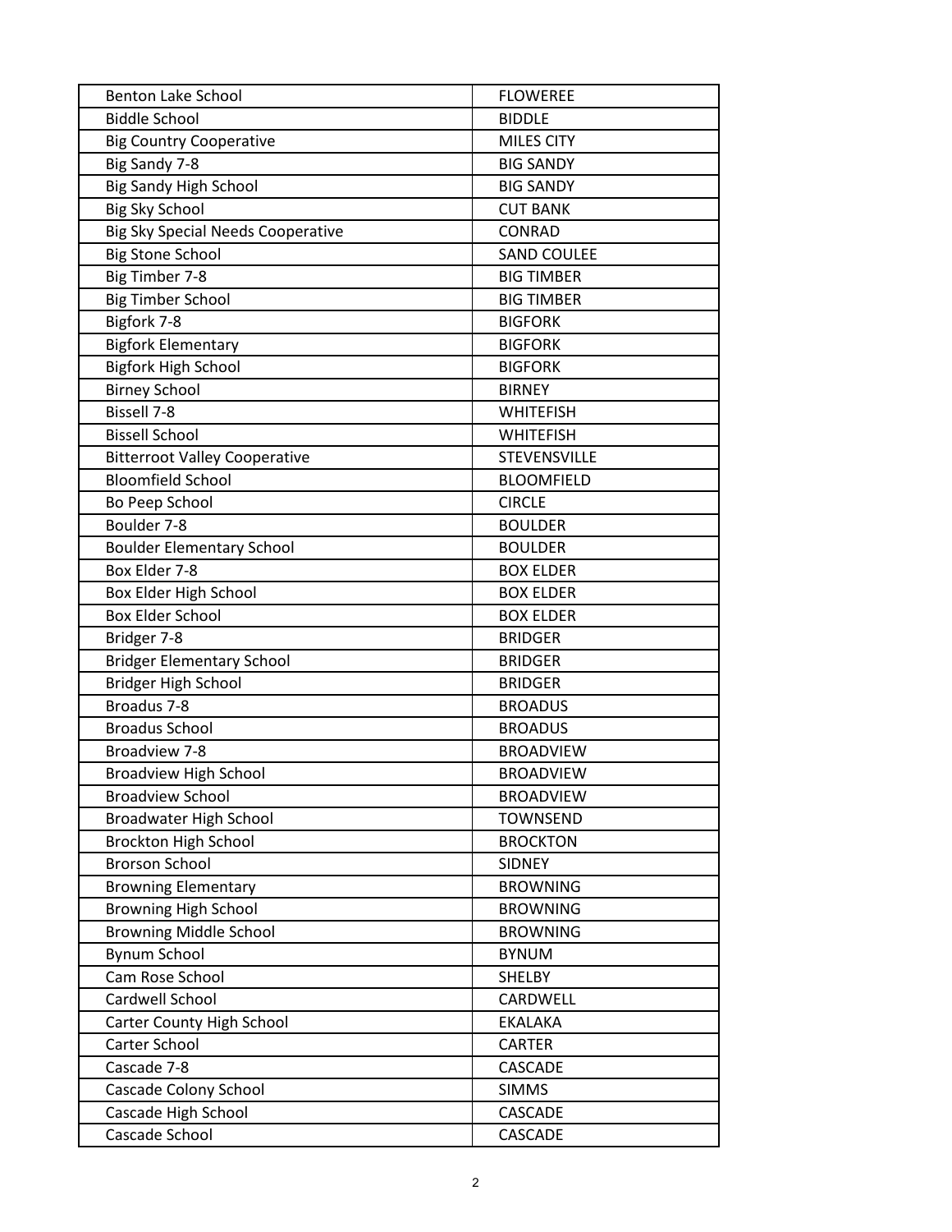| Benton Lake School | FLOWEREE |
|---|---|
| Biddle School | BIDDLE |
| Big Country Cooperative | MILES CITY |
| Big Sandy 7-8 | BIG SANDY |
| Big Sandy High School | BIG SANDY |
| Big Sky School | CUT BANK |
| Big Sky Special Needs Cooperative | CONRAD |
| Big Stone School | SAND COULEE |
| Big Timber 7-8 | BIG TIMBER |
| Big Timber School | BIG TIMBER |
| Bigfork 7-8 | BIGFORK |
| Bigfork Elementary | BIGFORK |
| Bigfork High School | BIGFORK |
| Birney School | BIRNEY |
| Bissell 7-8 | WHITEFISH |
| Bissell School | WHITEFISH |
| Bitterroot Valley Cooperative | STEVENSVILLE |
| Bloomfield School | BLOOMFIELD |
| Bo Peep School | CIRCLE |
| Boulder 7-8 | BOULDER |
| Boulder Elementary School | BOULDER |
| Box Elder 7-8 | BOX ELDER |
| Box Elder High School | BOX ELDER |
| Box Elder School | BOX ELDER |
| Bridger 7-8 | BRIDGER |
| Bridger Elementary School | BRIDGER |
| Bridger High School | BRIDGER |
| Broadus 7-8 | BROADUS |
| Broadus School | BROADUS |
| Broadview 7-8 | BROADVIEW |
| Broadview High School | BROADVIEW |
| Broadview School | BROADVIEW |
| Broadwater High School | TOWNSEND |
| Brockton High School | BROCKTON |
| Brorson School | SIDNEY |
| Browning Elementary | BROWNING |
| Browning High School | BROWNING |
| Browning Middle School | BROWNING |
| Bynum School | BYNUM |
| Cam Rose School | SHELBY |
| Cardwell School | CARDWELL |
| Carter County High School | EKALAKA |
| Carter School | CARTER |
| Cascade 7-8 | CASCADE |
| Cascade Colony School | SIMMS |
| Cascade High School | CASCADE |
| Cascade School | CASCADE |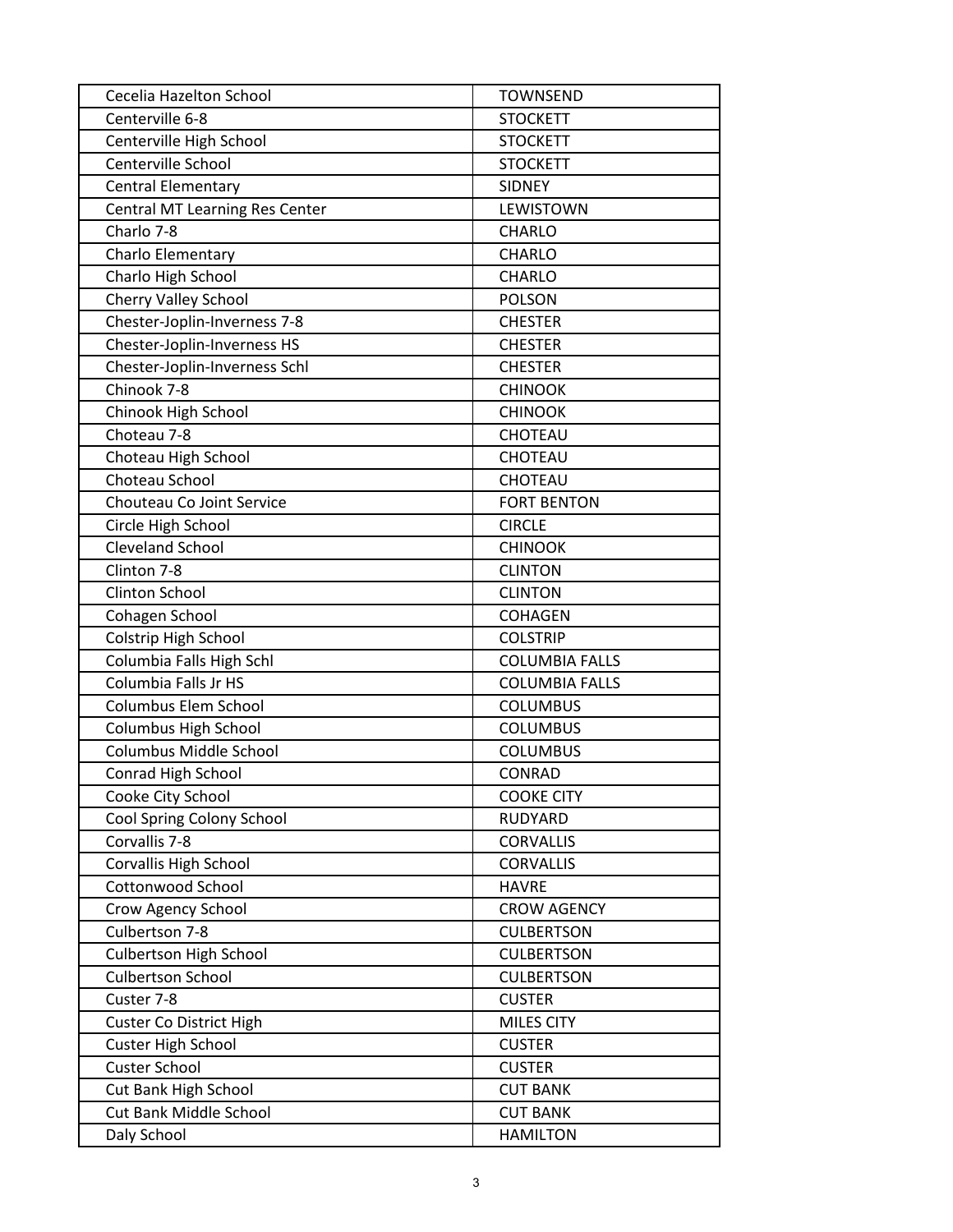| | |
|---|---|
| Cecelia Hazelton School | TOWNSEND |
| Centerville 6-8 | STOCKETT |
| Centerville High School | STOCKETT |
| Centerville School | STOCKETT |
| Central Elementary | SIDNEY |
| Central MT Learning Res Center | LEWISTOWN |
| Charlo 7-8 | CHARLO |
| Charlo Elementary | CHARLO |
| Charlo High School | CHARLO |
| Cherry Valley School | POLSON |
| Chester-Joplin-Inverness 7-8 | CHESTER |
| Chester-Joplin-Inverness HS | CHESTER |
| Chester-Joplin-Inverness Schl | CHESTER |
| Chinook 7-8 | CHINOOK |
| Chinook High School | CHINOOK |
| Choteau 7-8 | CHOTEAU |
| Choteau High School | CHOTEAU |
| Choteau School | CHOTEAU |
| Chouteau Co Joint Service | FORT BENTON |
| Circle High School | CIRCLE |
| Cleveland School | CHINOOK |
| Clinton 7-8 | CLINTON |
| Clinton School | CLINTON |
| Cohagen School | COHAGEN |
| Colstrip High School | COLSTRIP |
| Columbia Falls High Schl | COLUMBIA FALLS |
| Columbia Falls Jr HS | COLUMBIA FALLS |
| Columbus Elem School | COLUMBUS |
| Columbus High School | COLUMBUS |
| Columbus Middle School | COLUMBUS |
| Conrad High School | CONRAD |
| Cooke City School | COOKE CITY |
| Cool Spring Colony School | RUDYARD |
| Corvallis 7-8 | CORVALLIS |
| Corvallis High School | CORVALLIS |
| Cottonwood School | HAVRE |
| Crow Agency School | CROW AGENCY |
| Culbertson 7-8 | CULBERTSON |
| Culbertson High School | CULBERTSON |
| Culbertson School | CULBERTSON |
| Custer 7-8 | CUSTER |
| Custer Co District High | MILES CITY |
| Custer High School | CUSTER |
| Custer School | CUSTER |
| Cut Bank High School | CUT BANK |
| Cut Bank Middle School | CUT BANK |
| Daly School | HAMILTON |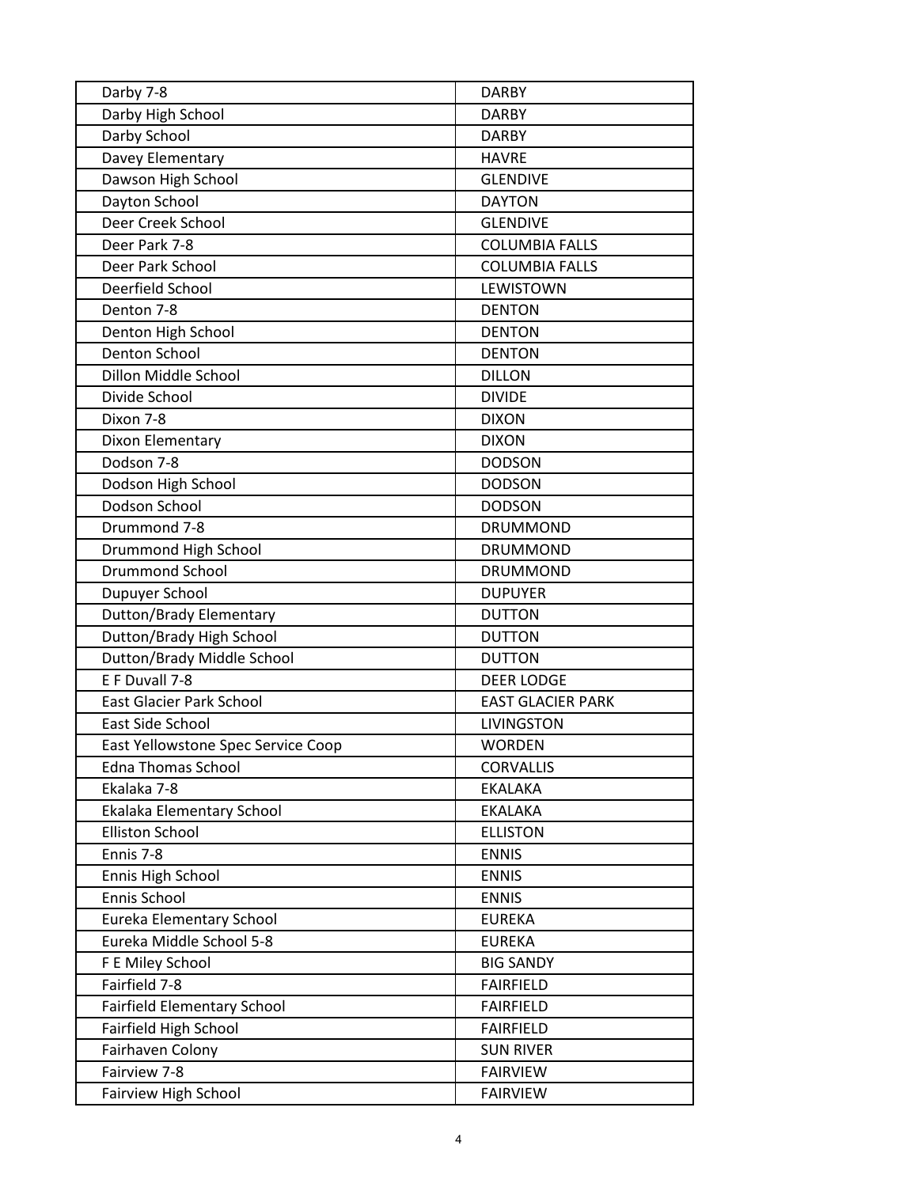| Darby 7-8 | DARBY |
|---|---|
| Darby High School | DARBY |
| Darby School | DARBY |
| Davey Elementary | HAVRE |
| Dawson High School | GLENDIVE |
| Dayton School | DAYTON |
| Deer Creek School | GLENDIVE |
| Deer Park 7-8 | COLUMBIA FALLS |
| Deer Park School | COLUMBIA FALLS |
| Deerfield School | LEWISTOWN |
| Denton 7-8 | DENTON |
| Denton High School | DENTON |
| Denton School | DENTON |
| Dillon Middle School | DILLON |
| Divide School | DIVIDE |
| Dixon 7-8 | DIXON |
| Dixon Elementary | DIXON |
| Dodson 7-8 | DODSON |
| Dodson High School | DODSON |
| Dodson School | DODSON |
| Drummond 7-8 | DRUMMOND |
| Drummond High School | DRUMMOND |
| Drummond School | DRUMMOND |
| Dupuyer School | DUPUYER |
| Dutton/Brady Elementary | DUTTON |
| Dutton/Brady High School | DUTTON |
| Dutton/Brady Middle School | DUTTON |
| E F Duvall 7-8 | DEER LODGE |
| East Glacier Park School | EAST GLACIER PARK |
| East Side School | LIVINGSTON |
| East Yellowstone Spec Service Coop | WORDEN |
| Edna Thomas School | CORVALLIS |
| Ekalaka 7-8 | EKALAKA |
| Ekalaka Elementary School | EKALAKA |
| Elliston School | ELLISTON |
| Ennis 7-8 | ENNIS |
| Ennis High School | ENNIS |
| Ennis School | ENNIS |
| Eureka Elementary School | EUREKA |
| Eureka Middle School 5-8 | EUREKA |
| F E Miley School | BIG SANDY |
| Fairfield 7-8 | FAIRFIELD |
| Fairfield Elementary School | FAIRFIELD |
| Fairfield High School | FAIRFIELD |
| Fairhaven Colony | SUN RIVER |
| Fairview 7-8 | FAIRVIEW |
| Fairview High School | FAIRVIEW |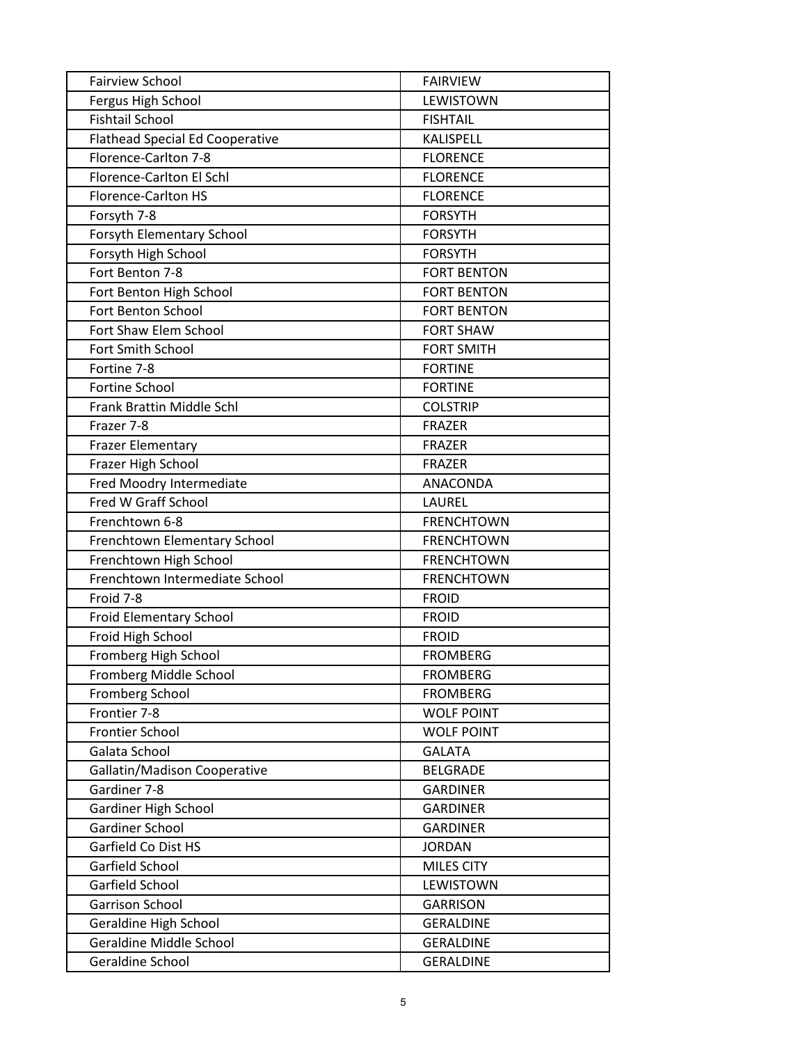| Fairview School | FAIRVIEW |
|---|---|
| Fergus High School | LEWISTOWN |
| Fishtail School | FISHTAIL |
| Flathead Special Ed Cooperative | KALISPELL |
| Florence-Carlton 7-8 | FLORENCE |
| Florence-Carlton El Schl | FLORENCE |
| Florence-Carlton HS | FLORENCE |
| Forsyth 7-8 | FORSYTH |
| Forsyth Elementary School | FORSYTH |
| Forsyth High School | FORSYTH |
| Fort Benton 7-8 | FORT BENTON |
| Fort Benton High School | FORT BENTON |
| Fort Benton School | FORT BENTON |
| Fort Shaw Elem School | FORT SHAW |
| Fort Smith School | FORT SMITH |
| Fortine 7-8 | FORTINE |
| Fortine School | FORTINE |
| Frank Brattin Middle Schl | COLSTRIP |
| Frazer 7-8 | FRAZER |
| Frazer Elementary | FRAZER |
| Frazer High School | FRAZER |
| Fred Moodry Intermediate | ANACONDA |
| Fred W Graff School | LAUREL |
| Frenchtown 6-8 | FRENCHTOWN |
| Frenchtown Elementary School | FRENCHTOWN |
| Frenchtown High School | FRENCHTOWN |
| Frenchtown Intermediate School | FRENCHTOWN |
| Froid 7-8 | FROID |
| Froid Elementary School | FROID |
| Froid High School | FROID |
| Fromberg High School | FROMBERG |
| Fromberg Middle School | FROMBERG |
| Fromberg School | FROMBERG |
| Frontier 7-8 | WOLF POINT |
| Frontier School | WOLF POINT |
| Galata School | GALATA |
| Gallatin/Madison Cooperative | BELGRADE |
| Gardiner 7-8 | GARDINER |
| Gardiner High School | GARDINER |
| Gardiner School | GARDINER |
| Garfield Co Dist HS | JORDAN |
| Garfield School | MILES CITY |
| Garfield School | LEWISTOWN |
| Garrison School | GARRISON |
| Geraldine High School | GERALDINE |
| Geraldine Middle School | GERALDINE |
| Geraldine School | GERALDINE |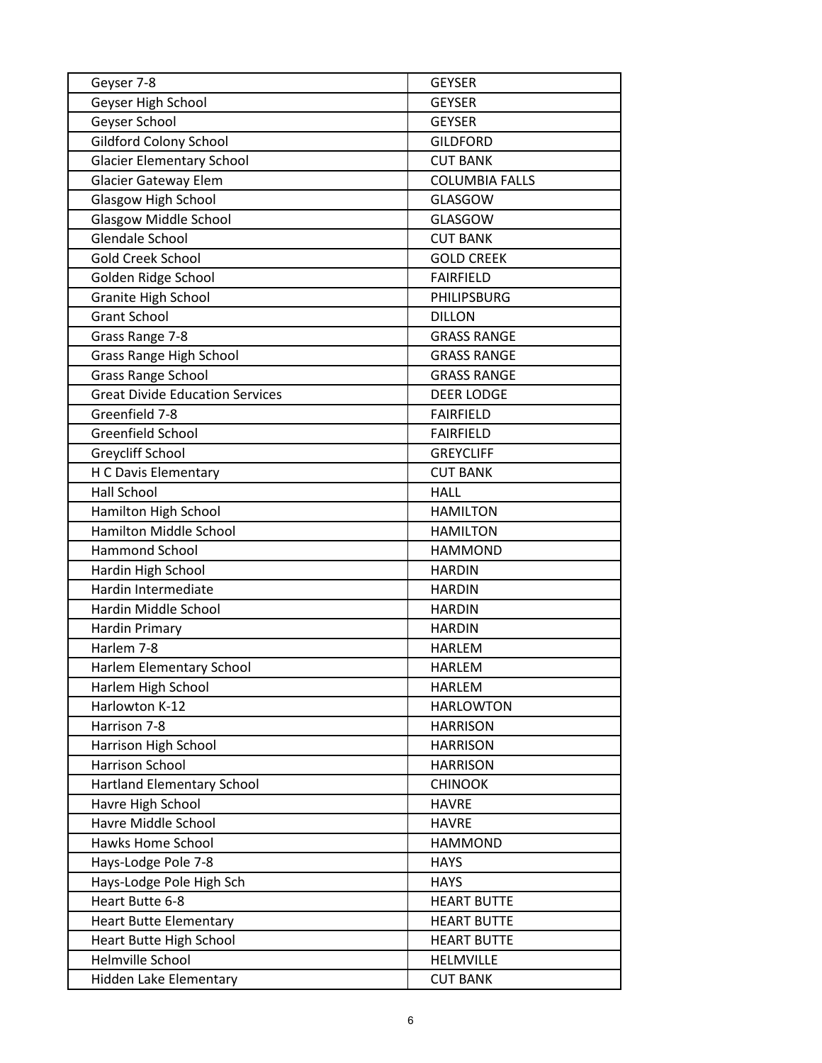| | |
|---|---|
| Geyser 7-8 | GEYSER |
| Geyser High School | GEYSER |
| Geyser School | GEYSER |
| Gildford Colony School | GILDFORD |
| Glacier Elementary School | CUT BANK |
| Glacier Gateway Elem | COLUMBIA FALLS |
| Glasgow High School | GLASGOW |
| Glasgow Middle School | GLASGOW |
| Glendale School | CUT BANK |
| Gold Creek School | GOLD CREEK |
| Golden Ridge School | FAIRFIELD |
| Granite High School | PHILIPSBURG |
| Grant School | DILLON |
| Grass Range 7-8 | GRASS RANGE |
| Grass Range High School | GRASS RANGE |
| Grass Range School | GRASS RANGE |
| Great Divide Education Services | DEER LODGE |
| Greenfield 7-8 | FAIRFIELD |
| Greenfield School | FAIRFIELD |
| Greycliff School | GREYCLIFF |
| H C Davis Elementary | CUT BANK |
| Hall School | HALL |
| Hamilton High School | HAMILTON |
| Hamilton Middle School | HAMILTON |
| Hammond School | HAMMOND |
| Hardin High School | HARDIN |
| Hardin Intermediate | HARDIN |
| Hardin Middle School | HARDIN |
| Hardin Primary | HARDIN |
| Harlem 7-8 | HARLEM |
| Harlem Elementary School | HARLEM |
| Harlem High School | HARLEM |
| Harlowton K-12 | HARLOWTON |
| Harrison 7-8 | HARRISON |
| Harrison High School | HARRISON |
| Harrison School | HARRISON |
| Hartland Elementary School | CHINOOK |
| Havre High School | HAVRE |
| Havre Middle School | HAVRE |
| Hawks Home School | HAMMOND |
| Hays-Lodge Pole 7-8 | HAYS |
| Hays-Lodge Pole High Sch | HAYS |
| Heart Butte 6-8 | HEART BUTTE |
| Heart Butte Elementary | HEART BUTTE |
| Heart Butte High School | HEART BUTTE |
| Helmville School | HELMVILLE |
| Hidden Lake Elementary | CUT BANK |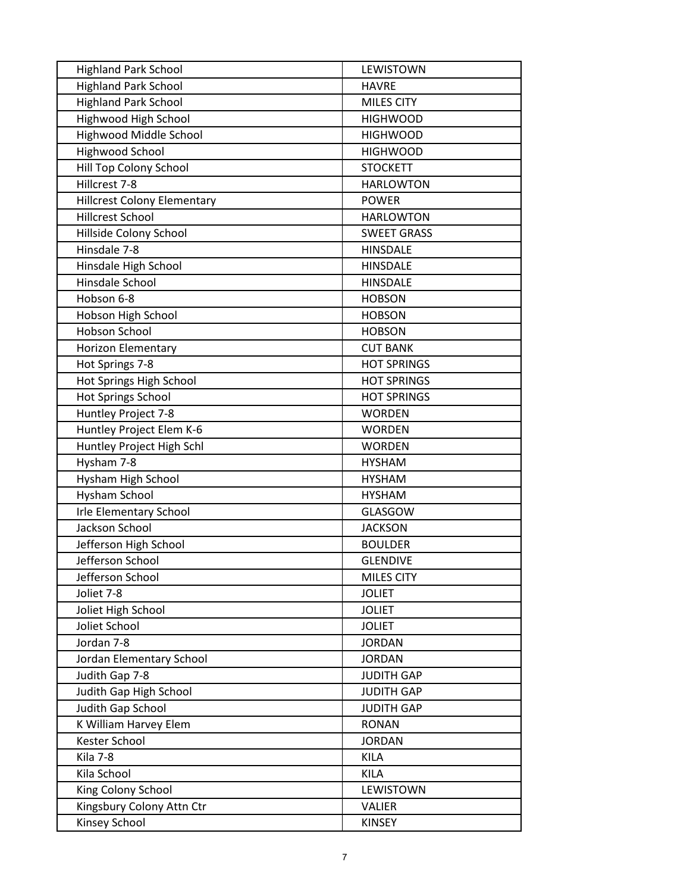| Highland Park School | LEWISTOWN |
|---|---|
| Highland Park School | HAVRE |
| Highland Park School | MILES CITY |
| Highwood High School | HIGHWOOD |
| Highwood Middle School | HIGHWOOD |
| Highwood School | HIGHWOOD |
| Hill Top Colony School | STOCKETT |
| Hillcrest 7-8 | HARLOWTON |
| Hillcrest Colony Elementary | POWER |
| Hillcrest School | HARLOWTON |
| Hillside Colony School | SWEET GRASS |
| Hinsdale 7-8 | HINSDALE |
| Hinsdale High School | HINSDALE |
| Hinsdale School | HINSDALE |
| Hobson 6-8 | HOBSON |
| Hobson High School | HOBSON |
| Hobson School | HOBSON |
| Horizon Elementary | CUT BANK |
| Hot Springs 7-8 | HOT SPRINGS |
| Hot Springs High School | HOT SPRINGS |
| Hot Springs School | HOT SPRINGS |
| Huntley Project 7-8 | WORDEN |
| Huntley Project Elem K-6 | WORDEN |
| Huntley Project High Schl | WORDEN |
| Hysham 7-8 | HYSHAM |
| Hysham High School | HYSHAM |
| Hysham School | HYSHAM |
| Irle Elementary School | GLASGOW |
| Jackson School | JACKSON |
| Jefferson High School | BOULDER |
| Jefferson School | GLENDIVE |
| Jefferson School | MILES CITY |
| Joliet 7-8 | JOLIET |
| Joliet High School | JOLIET |
| Joliet School | JOLIET |
| Jordan 7-8 | JORDAN |
| Jordan Elementary School | JORDAN |
| Judith Gap 7-8 | JUDITH GAP |
| Judith Gap High School | JUDITH GAP |
| Judith Gap School | JUDITH GAP |
| K William Harvey Elem | RONAN |
| Kester School | JORDAN |
| Kila 7-8 | KILA |
| Kila School | KILA |
| King Colony School | LEWISTOWN |
| Kingsbury Colony Attn Ctr | VALIER |
| Kinsey School | KINSEY |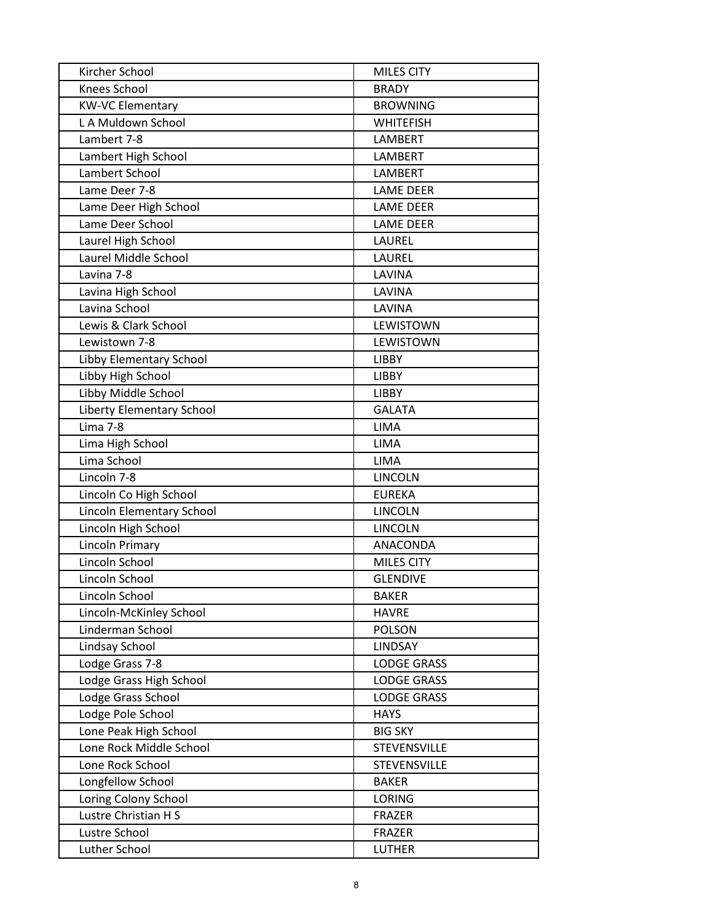| Kircher School | MILES CITY |
|---|---|
| Knees School | BRADY |
| KW-VC Elementary | BROWNING |
| L A Muldown School | WHITEFISH |
| Lambert 7-8 | LAMBERT |
| Lambert High School | LAMBERT |
| Lambert School | LAMBERT |
| Lame Deer 7-8 | LAME DEER |
| Lame Deer High School | LAME DEER |
| Lame Deer School | LAME DEER |
| Laurel High School | LAUREL |
| Laurel Middle School | LAUREL |
| Lavina 7-8 | LAVINA |
| Lavina High School | LAVINA |
| Lavina School | LAVINA |
| Lewis & Clark School | LEWISTOWN |
| Lewistown 7-8 | LEWISTOWN |
| Libby Elementary School | LIBBY |
| Libby High School | LIBBY |
| Libby Middle School | LIBBY |
| Liberty Elementary School | GALATA |
| Lima 7-8 | LIMA |
| Lima High School | LIMA |
| Lima School | LIMA |
| Lincoln 7-8 | LINCOLN |
| Lincoln Co High School | EUREKA |
| Lincoln Elementary School | LINCOLN |
| Lincoln High School | LINCOLN |
| Lincoln Primary | ANACONDA |
| Lincoln School | MILES CITY |
| Lincoln School | GLENDIVE |
| Lincoln School | BAKER |
| Lincoln-McKinley School | HAVRE |
| Linderman School | POLSON |
| Lindsay School | LINDSAY |
| Lodge Grass 7-8 | LODGE GRASS |
| Lodge Grass High School | LODGE GRASS |
| Lodge Grass School | LODGE GRASS |
| Lodge Pole School | HAYS |
| Lone Peak High School | BIG SKY |
| Lone Rock Middle School | STEVENSVILLE |
| Lone Rock School | STEVENSVILLE |
| Longfellow School | BAKER |
| Loring Colony School | LORING |
| Lustre Christian H S | FRAZER |
| Lustre School | FRAZER |
| Luther School | LUTHER |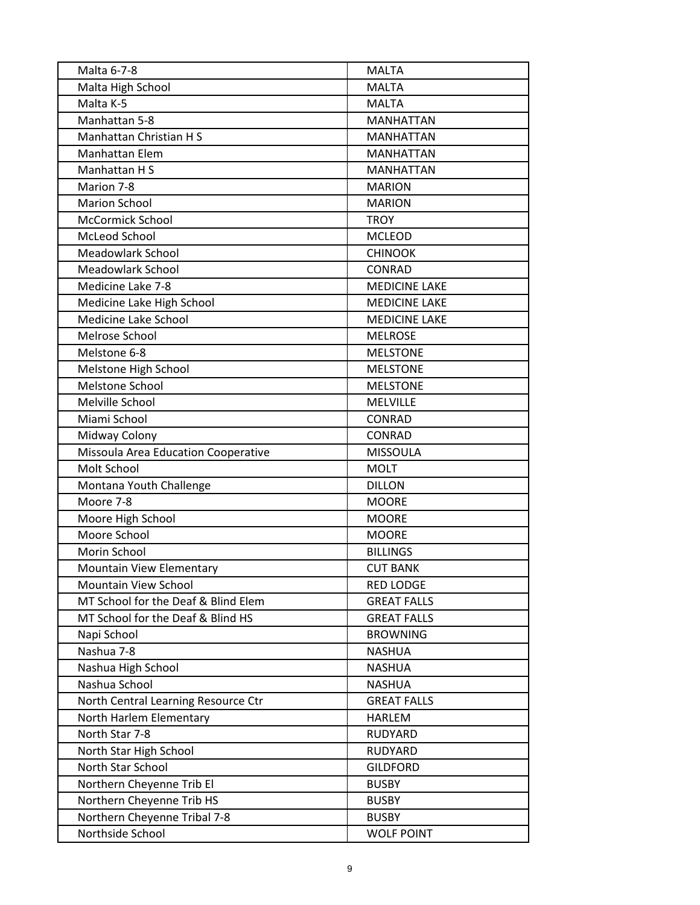| Malta 6-7-8 | MALTA |
|---|---|
| Malta High School | MALTA |
| Malta K-5 | MALTA |
| Manhattan 5-8 | MANHATTAN |
| Manhattan Christian H S | MANHATTAN |
| Manhattan Elem | MANHATTAN |
| Manhattan H S | MANHATTAN |
| Marion 7-8 | MARION |
| Marion School | MARION |
| McCormick School | TROY |
| McLeod School | MCLEOD |
| Meadowlark School | CHINOOK |
| Meadowlark School | CONRAD |
| Medicine Lake 7-8 | MEDICINE LAKE |
| Medicine Lake High School | MEDICINE LAKE |
| Medicine Lake School | MEDICINE LAKE |
| Melrose School | MELROSE |
| Melstone 6-8 | MELSTONE |
| Melstone High School | MELSTONE |
| Melstone School | MELSTONE |
| Melville School | MELVILLE |
| Miami School | CONRAD |
| Midway Colony | CONRAD |
| Missoula Area Education Cooperative | MISSOULA |
| Molt School | MOLT |
| Montana Youth Challenge | DILLON |
| Moore 7-8 | MOORE |
| Moore High School | MOORE |
| Moore School | MOORE |
| Morin School | BILLINGS |
| Mountain View Elementary | CUT BANK |
| Mountain View School | RED LODGE |
| MT School for the Deaf & Blind Elem | GREAT FALLS |
| MT School for the Deaf & Blind HS | GREAT FALLS |
| Napi School | BROWNING |
| Nashua 7-8 | NASHUA |
| Nashua High School | NASHUA |
| Nashua School | NASHUA |
| North Central Learning Resource Ctr | GREAT FALLS |
| North Harlem Elementary | HARLEM |
| North Star 7-8 | RUDYARD |
| North Star High School | RUDYARD |
| North Star School | GILDFORD |
| Northern Cheyenne Trib El | BUSBY |
| Northern Cheyenne Trib HS | BUSBY |
| Northern Cheyenne Tribal 7-8 | BUSBY |
| Northside School | WOLF POINT |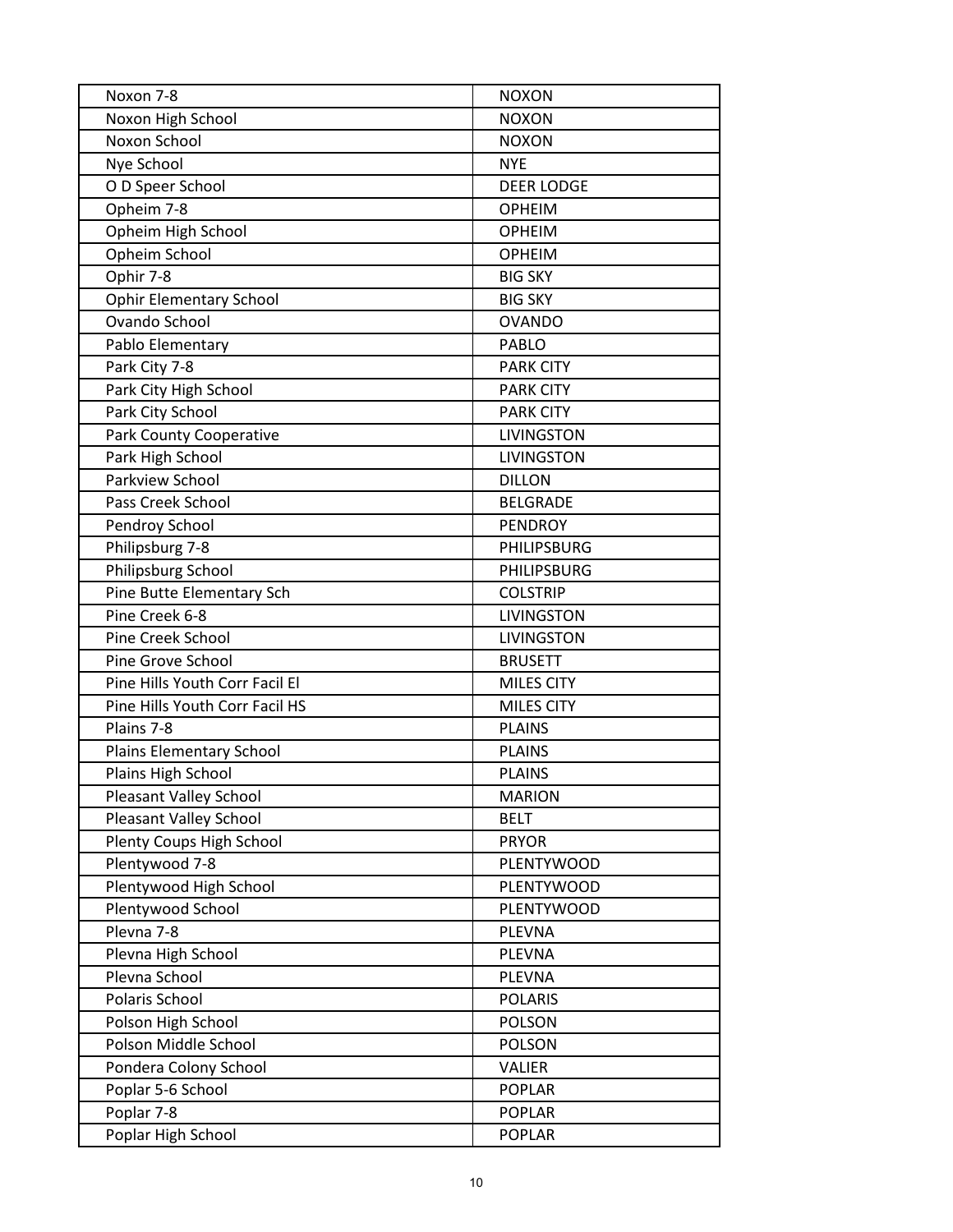| Noxon 7-8 | NOXON |
|---|---|
| Noxon High School | NOXON |
| Noxon School | NOXON |
| Nye School | NYE |
| O D Speer School | DEER LODGE |
| Opheim 7-8 | OPHEIM |
| Opheim High School | OPHEIM |
| Opheim School | OPHEIM |
| Ophir 7-8 | BIG SKY |
| Ophir Elementary School | BIG SKY |
| Ovando School | OVANDO |
| Pablo Elementary | PABLO |
| Park City 7-8 | PARK CITY |
| Park City High School | PARK CITY |
| Park City School | PARK CITY |
| Park County Cooperative | LIVINGSTON |
| Park High School | LIVINGSTON |
| Parkview School | DILLON |
| Pass Creek School | BELGRADE |
| Pendroy School | PENDROY |
| Philipsburg 7-8 | PHILIPSBURG |
| Philipsburg School | PHILIPSBURG |
| Pine Butte Elementary Sch | COLSTRIP |
| Pine Creek 6-8 | LIVINGSTON |
| Pine Creek School | LIVINGSTON |
| Pine Grove School | BRUSETT |
| Pine Hills Youth Corr Facil El | MILES CITY |
| Pine Hills Youth Corr Facil HS | MILES CITY |
| Plains 7-8 | PLAINS |
| Plains Elementary School | PLAINS |
| Plains High School | PLAINS |
| Pleasant Valley School | MARION |
| Pleasant Valley School | BELT |
| Plenty Coups High School | PRYOR |
| Plentywood 7-8 | PLENTYWOOD |
| Plentywood High School | PLENTYWOOD |
| Plentywood School | PLENTYWOOD |
| Plevna 7-8 | PLEVNA |
| Plevna High School | PLEVNA |
| Plevna School | PLEVNA |
| Polaris School | POLARIS |
| Polson High School | POLSON |
| Polson Middle School | POLSON |
| Pondera Colony School | VALIER |
| Poplar 5-6 School | POPLAR |
| Poplar 7-8 | POPLAR |
| Poplar High School | POPLAR |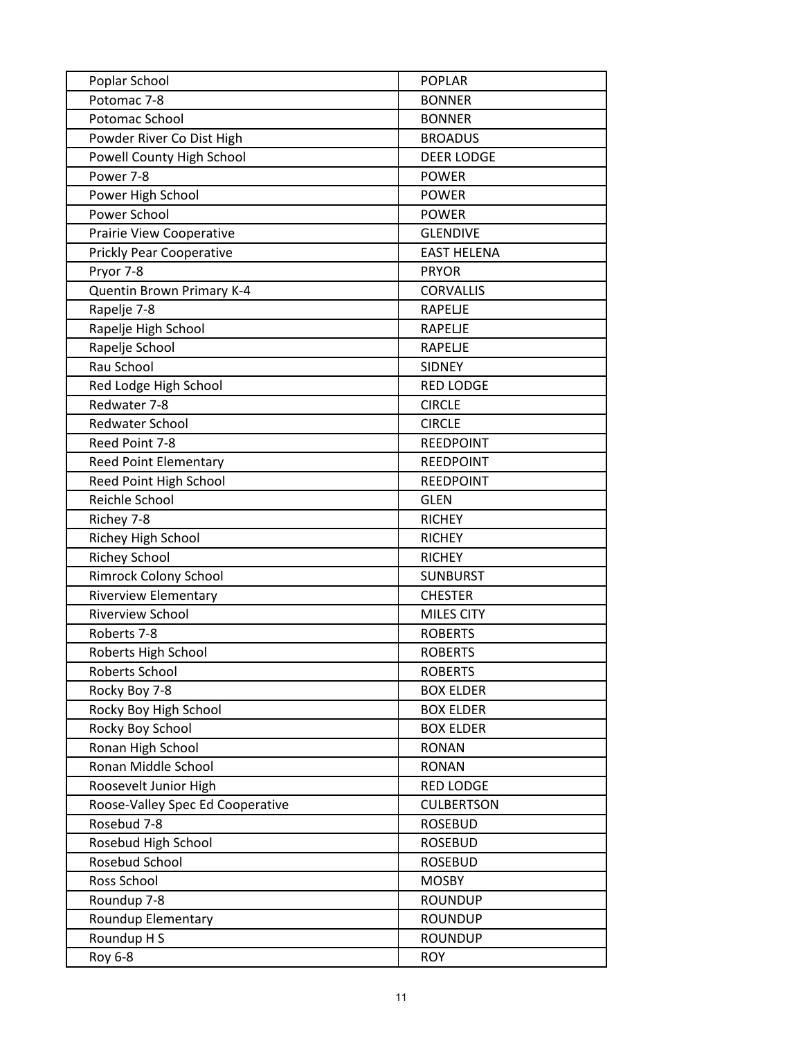| Poplar School | POPLAR |
|---|---|
| Potomac 7-8 | BONNER |
| Potomac School | BONNER |
| Powder River Co Dist High | BROADUS |
| Powell County High School | DEER LODGE |
| Power 7-8 | POWER |
| Power High School | POWER |
| Power School | POWER |
| Prairie View Cooperative | GLENDIVE |
| Prickly Pear Cooperative | EAST HELENA |
| Pryor 7-8 | PRYOR |
| Quentin Brown Primary K-4 | CORVALLIS |
| Rapelje 7-8 | RAPELJE |
| Rapelje High School | RAPELJE |
| Rapelje School | RAPELJE |
| Rau School | SIDNEY |
| Red Lodge High School | RED LODGE |
| Redwater 7-8 | CIRCLE |
| Redwater School | CIRCLE |
| Reed Point 7-8 | REEDPOINT |
| Reed Point Elementary | REEDPOINT |
| Reed Point High School | REEDPOINT |
| Reichle School | GLEN |
| Richey 7-8 | RICHEY |
| Richey High School | RICHEY |
| Richey School | RICHEY |
| Rimrock Colony School | SUNBURST |
| Riverview Elementary | CHESTER |
| Riverview School | MILES CITY |
| Roberts 7-8 | ROBERTS |
| Roberts High School | ROBERTS |
| Roberts School | ROBERTS |
| Rocky Boy 7-8 | BOX ELDER |
| Rocky Boy High School | BOX ELDER |
| Rocky Boy School | BOX ELDER |
| Ronan High School | RONAN |
| Ronan Middle School | RONAN |
| Roosevelt Junior High | RED LODGE |
| Roose-Valley Spec Ed Cooperative | CULBERTSON |
| Rosebud 7-8 | ROSEBUD |
| Rosebud High School | ROSEBUD |
| Rosebud School | ROSEBUD |
| Ross School | MOSBY |
| Roundup 7-8 | ROUNDUP |
| Roundup Elementary | ROUNDUP |
| Roundup H S | ROUNDUP |
| Roy 6-8 | ROY |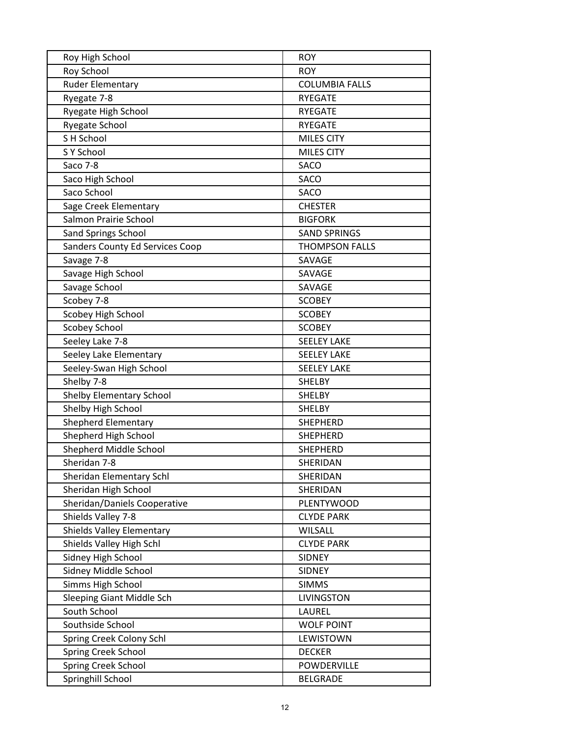| Roy High School | ROY |
|---|---|
| Roy School | ROY |
| Ruder Elementary | COLUMBIA FALLS |
| Ryegate 7-8 | RYEGATE |
| Ryegate High School | RYEGATE |
| Ryegate School | RYEGATE |
| S H School | MILES CITY |
| S Y School | MILES CITY |
| Saco 7-8 | SACO |
| Saco High School | SACO |
| Saco School | SACO |
| Sage Creek Elementary | CHESTER |
| Salmon Prairie School | BIGFORK |
| Sand Springs School | SAND SPRINGS |
| Sanders County Ed Services Coop | THOMPSON FALLS |
| Savage 7-8 | SAVAGE |
| Savage High School | SAVAGE |
| Savage School | SAVAGE |
| Scobey 7-8 | SCOBEY |
| Scobey High School | SCOBEY |
| Scobey School | SCOBEY |
| Seeley Lake 7-8 | SEELEY LAKE |
| Seeley Lake Elementary | SEELEY LAKE |
| Seeley-Swan High School | SEELEY LAKE |
| Shelby 7-8 | SHELBY |
| Shelby Elementary School | SHELBY |
| Shelby High School | SHELBY |
| Shepherd Elementary | SHEPHERD |
| Shepherd High School | SHEPHERD |
| Shepherd Middle School | SHEPHERD |
| Sheridan 7-8 | SHERIDAN |
| Sheridan Elementary Schl | SHERIDAN |
| Sheridan High School | SHERIDAN |
| Sheridan/Daniels Cooperative | PLENTYWOOD |
| Shields Valley 7-8 | CLYDE PARK |
| Shields Valley Elementary | WILSALL |
| Shields Valley High Schl | CLYDE PARK |
| Sidney High School | SIDNEY |
| Sidney Middle School | SIDNEY |
| Simms High School | SIMMS |
| Sleeping Giant Middle Sch | LIVINGSTON |
| South School | LAUREL |
| Southside School | WOLF POINT |
| Spring Creek Colony Schl | LEWISTOWN |
| Spring Creek School | DECKER |
| Spring Creek School | POWDERVILLE |
| Springhill School | BELGRADE |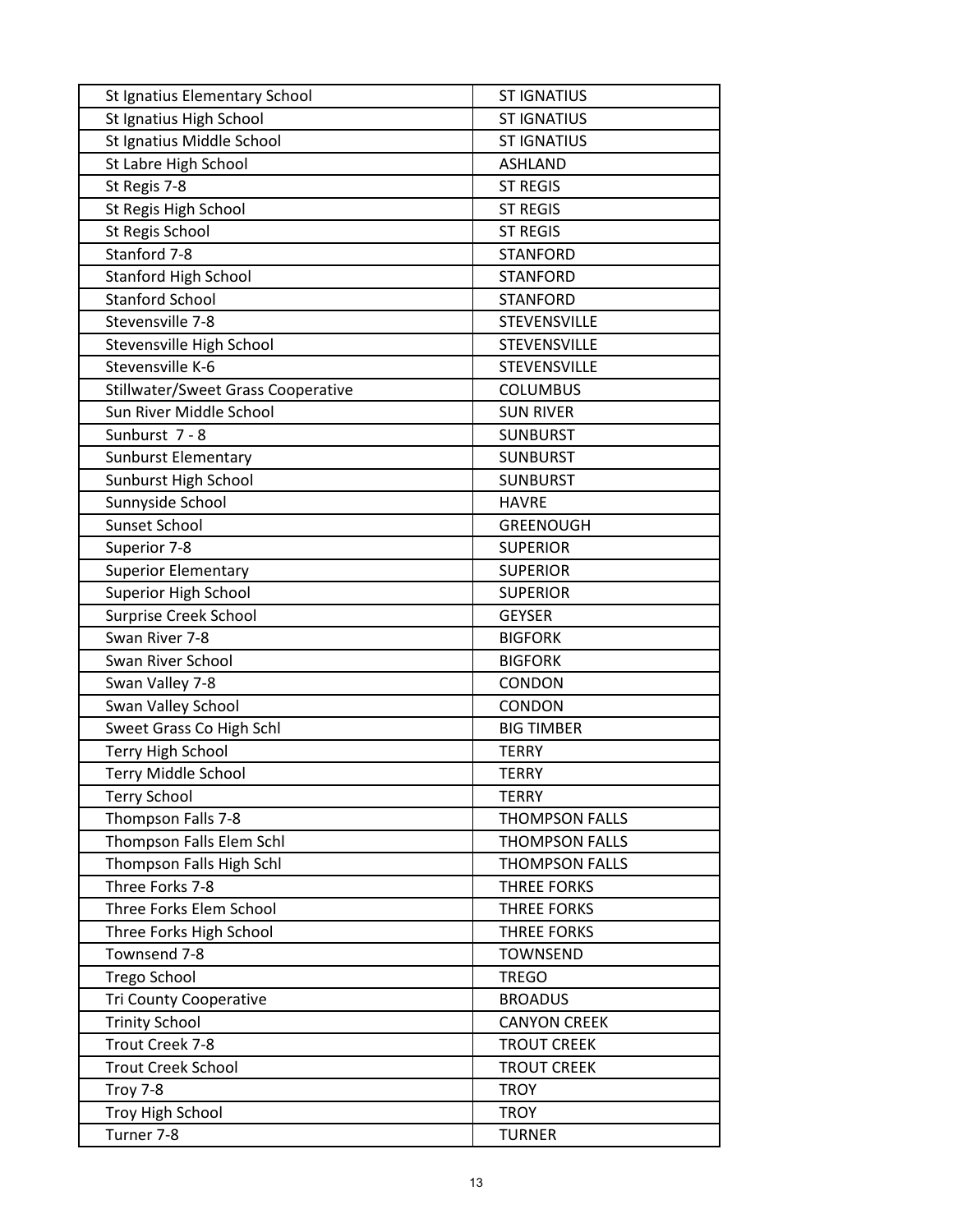| | |
|---|---|
| St Ignatius Elementary School | ST IGNATIUS |
| St Ignatius High School | ST IGNATIUS |
| St Ignatius Middle School | ST IGNATIUS |
| St Labre High School | ASHLAND |
| St Regis 7-8 | ST REGIS |
| St Regis High School | ST REGIS |
| St Regis School | ST REGIS |
| Stanford 7-8 | STANFORD |
| Stanford High School | STANFORD |
| Stanford School | STANFORD |
| Stevensville 7-8 | STEVENSVILLE |
| Stevensville High School | STEVENSVILLE |
| Stevensville K-6 | STEVENSVILLE |
| Stillwater/Sweet Grass Cooperative | COLUMBUS |
| Sun River Middle School | SUN RIVER |
| Sunburst 7 - 8 | SUNBURST |
| Sunburst Elementary | SUNBURST |
| Sunburst High School | SUNBURST |
| Sunnyside School | HAVRE |
| Sunset School | GREENOUGH |
| Superior 7-8 | SUPERIOR |
| Superior Elementary | SUPERIOR |
| Superior High School | SUPERIOR |
| Surprise Creek School | GEYSER |
| Swan River 7-8 | BIGFORK |
| Swan River School | BIGFORK |
| Swan Valley 7-8 | CONDON |
| Swan Valley School | CONDON |
| Sweet Grass Co High Schl | BIG TIMBER |
| Terry High School | TERRY |
| Terry Middle School | TERRY |
| Terry School | TERRY |
| Thompson Falls 7-8 | THOMPSON FALLS |
| Thompson Falls Elem Schl | THOMPSON FALLS |
| Thompson Falls High Schl | THOMPSON FALLS |
| Three Forks 7-8 | THREE FORKS |
| Three Forks Elem School | THREE FORKS |
| Three Forks High School | THREE FORKS |
| Townsend 7-8 | TOWNSEND |
| Trego School | TREGO |
| Tri County Cooperative | BROADUS |
| Trinity School | CANYON CREEK |
| Trout Creek 7-8 | TROUT CREEK |
| Trout Creek School | TROUT CREEK |
| Troy 7-8 | TROY |
| Troy High School | TROY |
| Turner 7-8 | TURNER |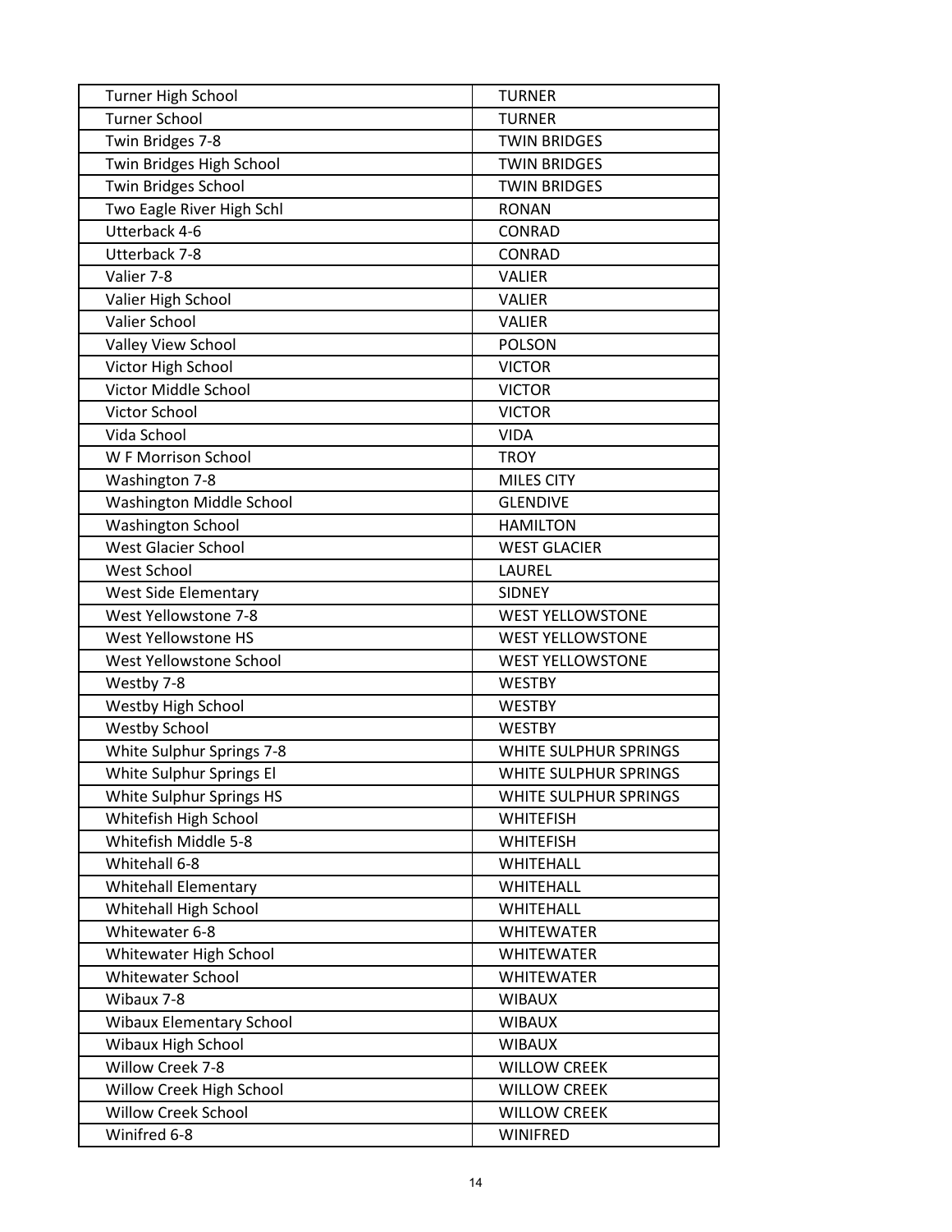| | |
|---|---|
| Turner High School | TURNER |
| Turner School | TURNER |
| Twin Bridges 7-8 | TWIN BRIDGES |
| Twin Bridges High School | TWIN BRIDGES |
| Twin Bridges School | TWIN BRIDGES |
| Two Eagle River High Schl | RONAN |
| Utterback 4-6 | CONRAD |
| Utterback 7-8 | CONRAD |
| Valier 7-8 | VALIER |
| Valier High School | VALIER |
| Valier School | VALIER |
| Valley View School | POLSON |
| Victor High School | VICTOR |
| Victor Middle School | VICTOR |
| Victor School | VICTOR |
| Vida School | VIDA |
| W F Morrison School | TROY |
| Washington 7-8 | MILES CITY |
| Washington Middle School | GLENDIVE |
| Washington School | HAMILTON |
| West Glacier School | WEST GLACIER |
| West School | LAUREL |
| West Side Elementary | SIDNEY |
| West Yellowstone 7-8 | WEST YELLOWSTONE |
| West Yellowstone HS | WEST YELLOWSTONE |
| West Yellowstone School | WEST YELLOWSTONE |
| Westby 7-8 | WESTBY |
| Westby High School | WESTBY |
| Westby School | WESTBY |
| White Sulphur Springs 7-8 | WHITE SULPHUR SPRINGS |
| White Sulphur Springs El | WHITE SULPHUR SPRINGS |
| White Sulphur Springs HS | WHITE SULPHUR SPRINGS |
| Whitefish High School | WHITEFISH |
| Whitefish Middle 5-8 | WHITEFISH |
| Whitehall 6-8 | WHITEHALL |
| Whitehall Elementary | WHITEHALL |
| Whitehall High School | WHITEHALL |
| Whitewater 6-8 | WHITEWATER |
| Whitewater High School | WHITEWATER |
| Whitewater School | WHITEWATER |
| Wibaux 7-8 | WIBAUX |
| Wibaux Elementary School | WIBAUX |
| Wibaux High School | WIBAUX |
| Willow Creek 7-8 | WILLOW CREEK |
| Willow Creek High School | WILLOW CREEK |
| Willow Creek School | WILLOW CREEK |
| Winifred 6-8 | WINIFRED |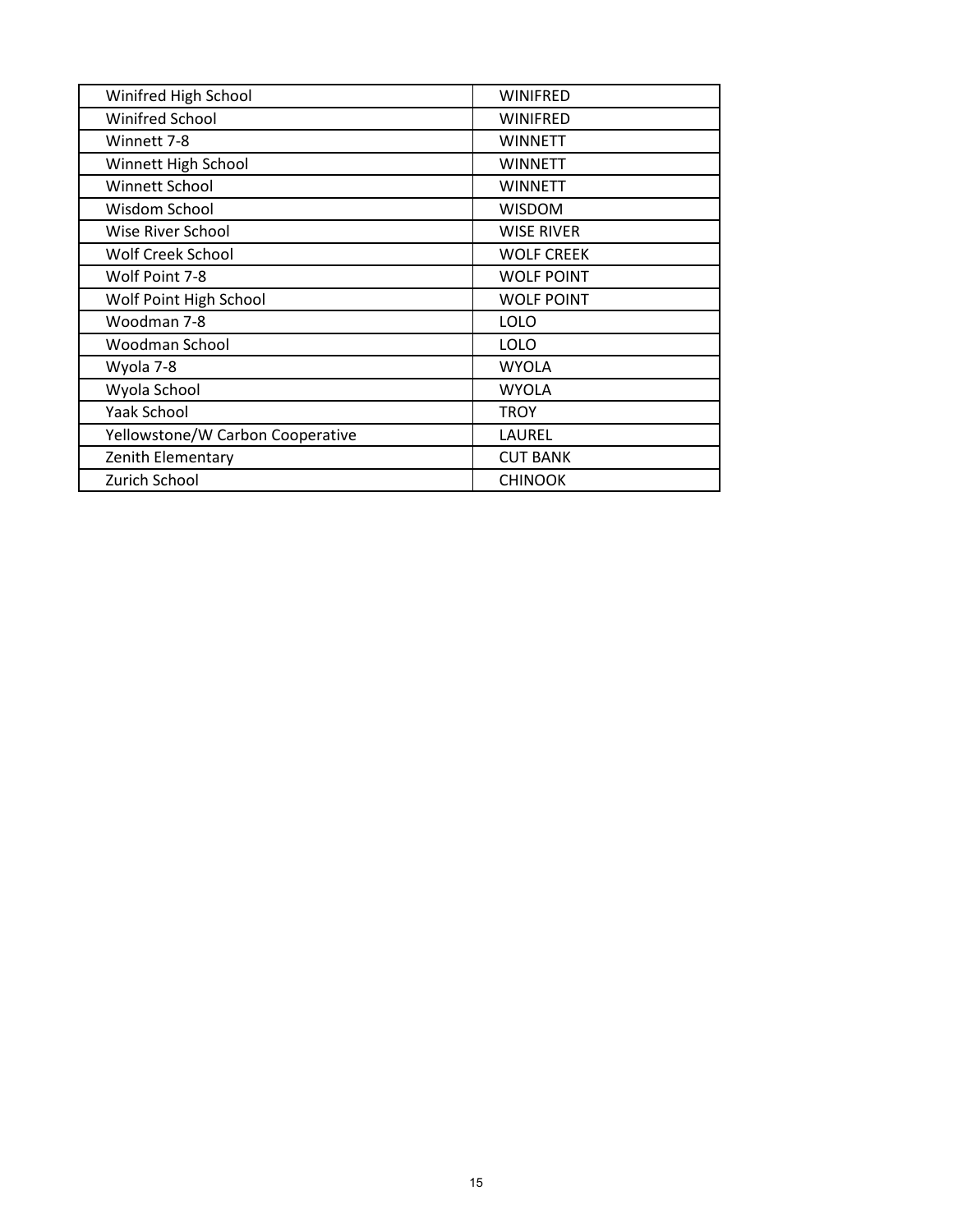| | |
|---|---|
| Winifred High School | WINIFRED |
| Winifred School | WINIFRED |
| Winnett 7-8 | WINNETT |
| Winnett High School | WINNETT |
| Winnett School | WINNETT |
| Wisdom School | WISDOM |
| Wise River School | WISE RIVER |
| Wolf Creek School | WOLF CREEK |
| Wolf Point 7-8 | WOLF POINT |
| Wolf Point High School | WOLF POINT |
| Woodman 7-8 | LOLO |
| Woodman School | LOLO |
| Wyola 7-8 | WYOLA |
| Wyola School | WYOLA |
| Yaak School | TROY |
| Yellowstone/W Carbon Cooperative | LAUREL |
| Zenith Elementary | CUT BANK |
| Zurich School | CHINOOK |